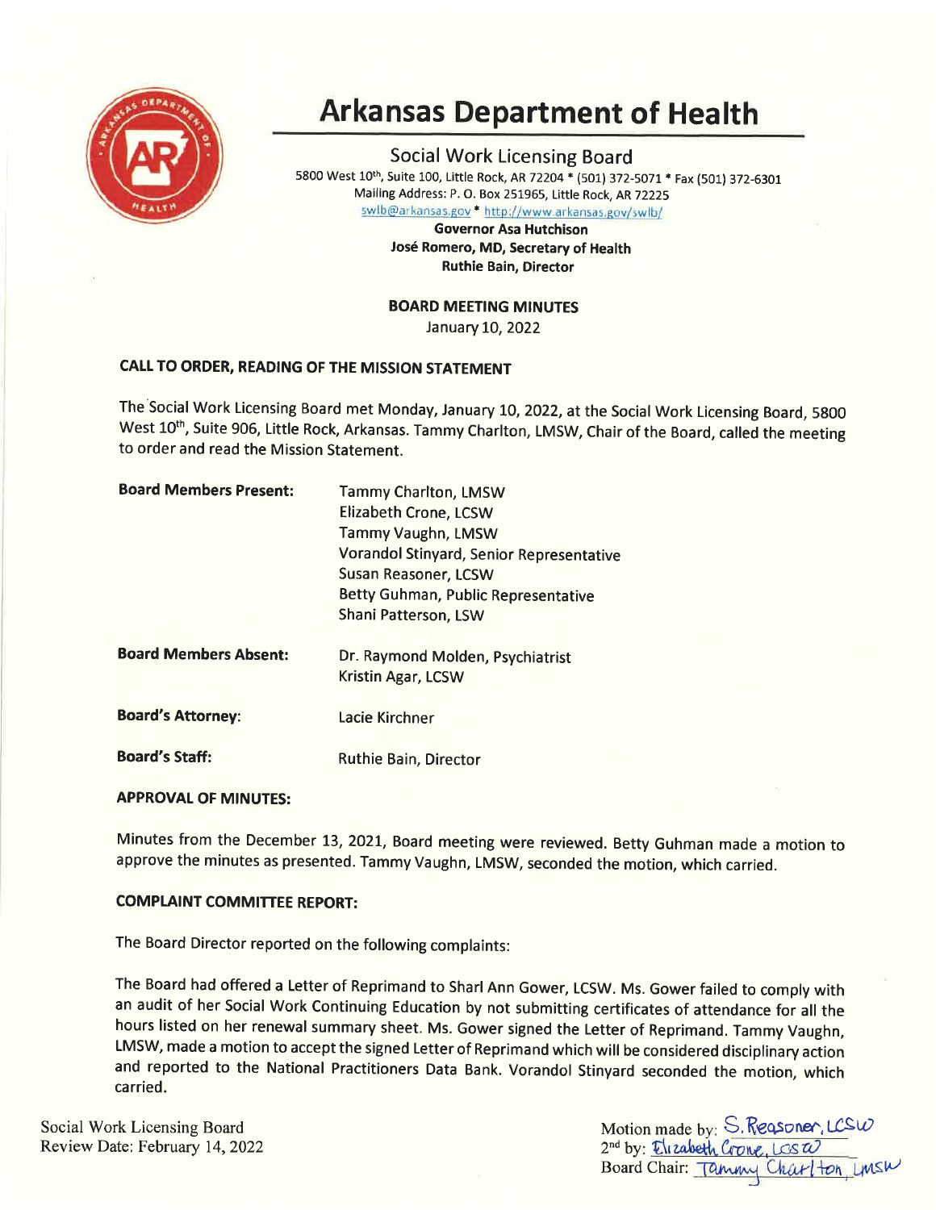# Arkansas Department of Health

## Social Work Licensing Board

5800 West 10th, Suite 100, Little Rock, AR 72204 * (501) 372-5071 * Fax (501) 372-6301
Mailing Address: P. O. Box 251965, Little Rock, AR 72225
swlb@arkansas.gov * http://www.arkansas.gov/swlb/

**Governor Asa Hutchison**
**José Romero, MD, Secretary of Health**
**Ruthie Bain, Director**

**BOARD MEETING MINUTES**
January 10, 2022

### CALL TO ORDER, READING OF THE MISSION STATEMENT

The Social Work Licensing Board met Monday, January 10, 2022, at the Social Work Licensing Board, 5800 West 10th, Suite 906, Little Rock, Arkansas. Tammy Charlton, LMSW, Chair of the Board, called the meeting to order and read the Mission Statement.

| | |
|---|---|
| **Board Members Present:** | Tammy Charlton, LMSW<br>Elizabeth Crone, LCSW<br>Tammy Vaughn, LMSW<br>Vorandol Stinyard, Senior Representative<br>Susan Reasoner, LCSW<br>Betty Guhman, Public Representative<br>Shani Patterson, LSW |
| **Board Members Absent:** | Dr. Raymond Molden, Psychiatrist<br>Kristin Agar, LCSW |
| **Board's Attorney:** | Lacie Kirchner |
| **Board's Staff:** | Ruthie Bain, Director |

### APPROVAL OF MINUTES:

Minutes from the December 13, 2021, Board meeting were reviewed. Betty Guhman made a motion to approve the minutes as presented. Tammy Vaughn, LMSW, seconded the motion, which carried.

### COMPLAINT COMMITTEE REPORT:

The Board Director reported on the following complaints:

The Board had offered a Letter of Reprimand to Sharl Ann Gower, LCSW. Ms. Gower failed to comply with an audit of her Social Work Continuing Education by not submitting certificates of attendance for all the hours listed on her renewal summary sheet. Ms. Gower signed the Letter of Reprimand. Tammy Vaughn, LMSW, made a motion to accept the signed Letter of Reprimand which will be considered disciplinary action and reported to the National Practitioners Data Bank. Vorandol Stinyard seconded the motion, which carried.

Social Work Licensing Board
Review Date: February 14, 2022

Motion made by: S. Reasoner, LCSW
2nd by: Elizabeth Crone, LCSW
Board Chair: Tammy Charlton, LMSW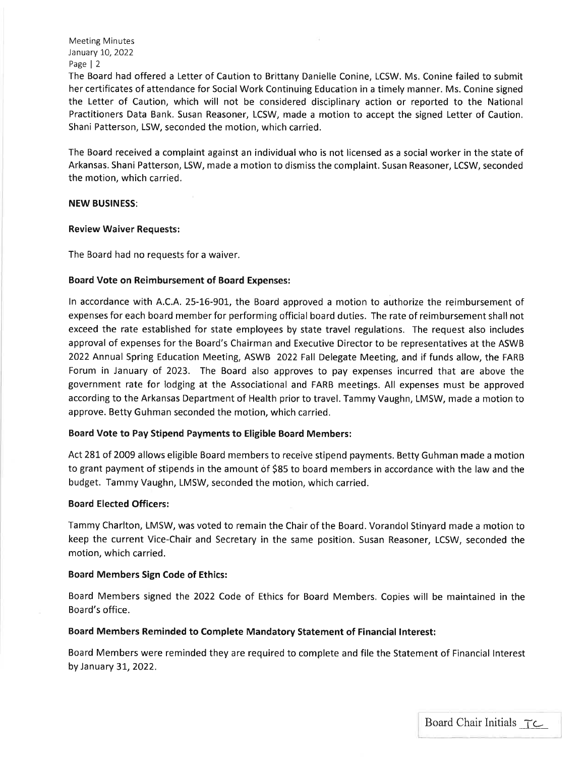The Board had offered a Letter of Caution to Brittany Danielle Conine, LCSW. Ms. Conine failed to submit her certificates of attendance for Social Work Continuing Education in a timely manner. Ms. Conine signed the Letter of Caution, which will not be considered disciplinary action or reported to the National Practitioners Data Bank. Susan Reasoner, LCSW, made a motion to accept the signed Letter of Caution. Shani Patterson, LSW, seconded the motion, which carried.

The Board received a complaint against an individual who is not licensed as a social worker in the state of Arkansas. Shani Patterson, LSW, made a motion to dismiss the complaint. Susan Reasoner, LCSW, seconded the motion, which carried.

**NEW BUSINESS**:

**Review Waiver Requests:**

The Board had no requests for a waiver.

**Board Vote on Reimbursement of Board Expenses:**

In accordance with A.C.A. 25-16-901, the Board approved a motion to authorize the reimbursement of expenses for each board member for performing official board duties. The rate of reimbursement shall not exceed the rate established for state employees by state travel regulations. The request also includes approval of expenses for the Board's Chairman and Executive Director to be representatives at the ASWB 2022 Annual Spring Education Meeting, ASWB 2022 Fall Delegate Meeting, and if funds allow, the FARB Forum in January of 2023. The Board also approves to pay expenses incurred that are above the government rate for lodging at the Associational and FARB meetings. All expenses must be approved according to the Arkansas Department of Health prior to travel. Tammy Vaughn, LMSW, made a motion to approve. Betty Guhman seconded the motion, which carried.

**Board Vote to Pay Stipend Payments to Eligible Board Members:**

Act 281 of 2009 allows eligible Board members to receive stipend payments. Betty Guhman made a motion to grant payment of stipends in the amount of $85 to board members in accordance with the law and the budget. Tammy Vaughn, LMSW, seconded the motion, which carried.

**Board Elected Officers:**

Tammy Charlton, LMSW, was voted to remain the Chair of the Board. Vorandol Stinyard made a motion to keep the current Vice-Chair and Secretary in the same position. Susan Reasoner, LCSW, seconded the motion, which carried.

**Board Members Sign Code of Ethics:**

Board Members signed the 2022 Code of Ethics for Board Members. Copies will be maintained in the Board's office.

**Board Members Reminded to Complete Mandatory Statement of Financial Interest:**

Board Members were reminded they are required to complete and file the Statement of Financial Interest by January 31, 2022.

Board Chair Initials TC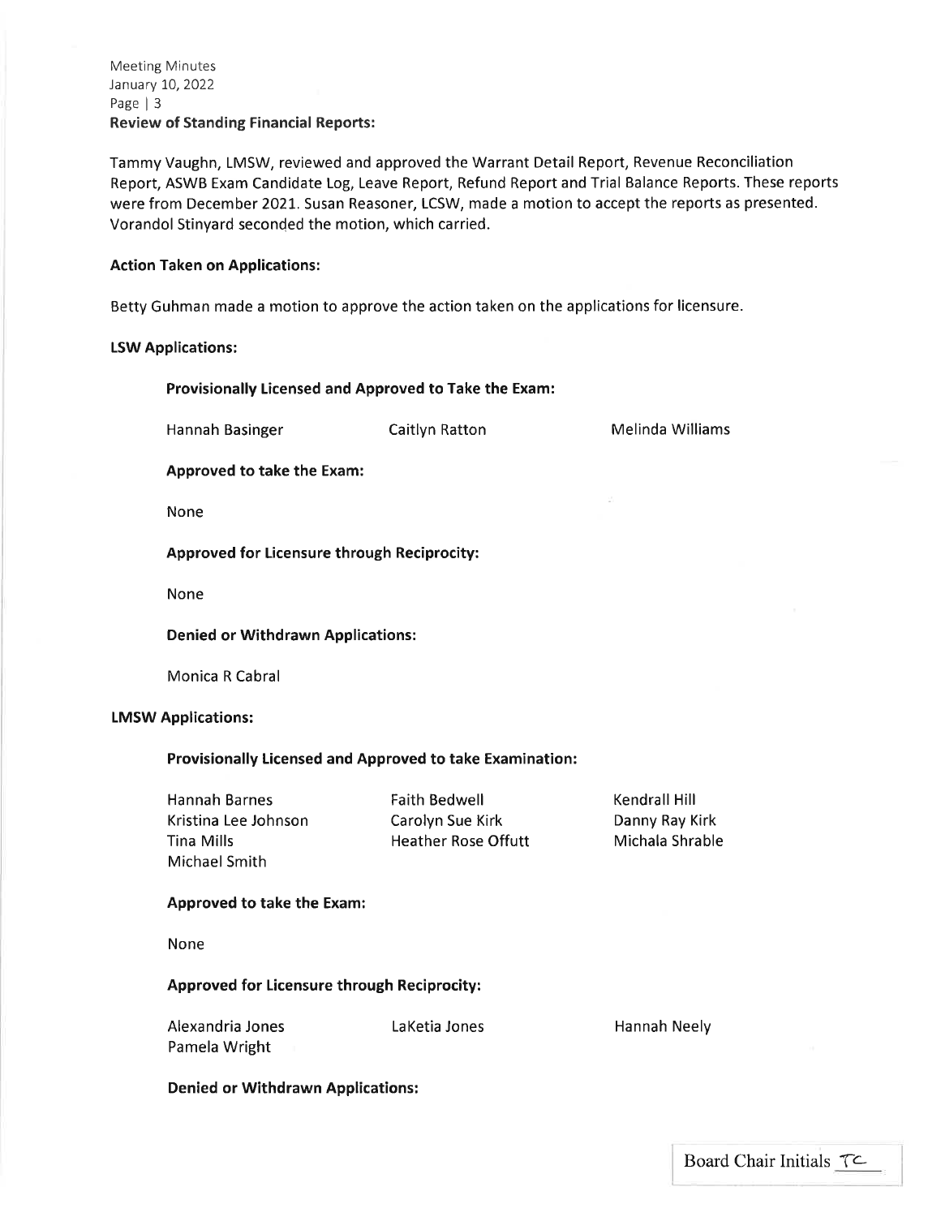**Review of Standing Financial Reports:**

Tammy Vaughn, LMSW, reviewed and approved the Warrant Detail Report, Revenue Reconciliation Report, ASWB Exam Candidate Log, Leave Report, Refund Report and Trial Balance Reports. These reports were from December 2021. Susan Reasoner, LCSW, made a motion to accept the reports as presented. Vorandol Stinyard seconded the motion, which carried.

**Action Taken on Applications:**

Betty Guhman made a motion to approve the action taken on the applications for licensure.

**LSW Applications:**

**Provisionally Licensed and Approved to Take the Exam:**

Hannah Basinger
Caitlyn Ratton
Melinda Williams

**Approved to take the Exam:**

None

**Approved for Licensure through Reciprocity:**

None

**Denied or Withdrawn Applications:**

Monica R Cabral

**LMSW Applications:**

**Provisionally Licensed and Approved to take Examination:**

Hannah Barnes
Faith Bedwell
Kendrall Hill
Kristina Lee Johnson
Carolyn Sue Kirk
Danny Ray Kirk
Tina Mills
Heather Rose Offutt
Michala Shrable
Michael Smith

**Approved to take the Exam:**

None

**Approved for Licensure through Reciprocity:**

Alexandria Jones
LaKetia Jones
Hannah Neely
Pamela Wright

**Denied or Withdrawn Applications:**

Board Chair Initials TC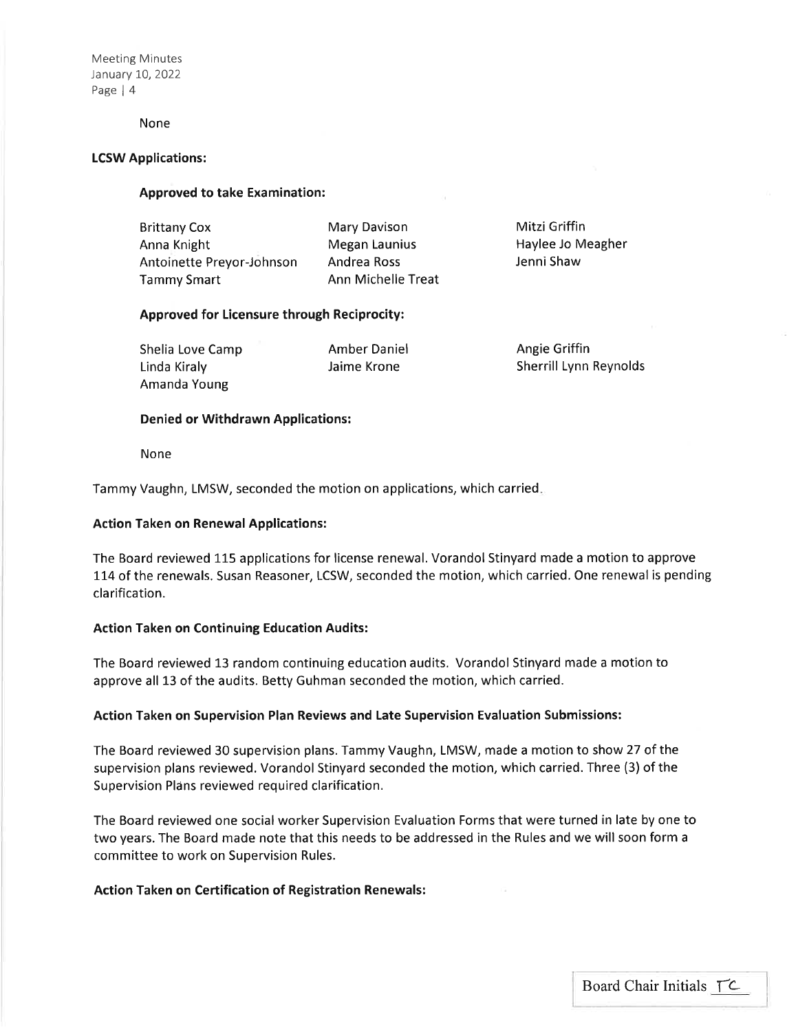None

**LCSW Applications:**

**Approved to take Examination:**

| | | |
|---|---|---|
| Brittany Cox | Mary Davison | Mitzi Griffin |
| Anna Knight | Megan Launius | Haylee Jo Meagher |
| Antoinette Preyor-Johnson | Andrea Ross | Jenni Shaw |
| Tammy Smart | Ann Michelle Treat | |

**Approved for Licensure through Reciprocity:**

| | | |
|---|---|---|
| Shelia Love Camp | Amber Daniel | Angie Griffin |
| Linda Kiraly | Jaime Krone | Sherrill Lynn Reynolds |
| Amanda Young | | |

**Denied or Withdrawn Applications:**

None

Tammy Vaughn, LMSW, seconded the motion on applications, which carried.

**Action Taken on Renewal Applications:**

The Board reviewed 115 applications for license renewal. Vorandol Stinyard made a motion to approve 114 of the renewals. Susan Reasoner, LCSW, seconded the motion, which carried. One renewal is pending clarification.

**Action Taken on Continuing Education Audits:**

The Board reviewed 13 random continuing education audits. Vorandol Stinyard made a motion to approve all 13 of the audits. Betty Guhman seconded the motion, which carried.

**Action Taken on Supervision Plan Reviews and Late Supervision Evaluation Submissions:**

The Board reviewed 30 supervision plans. Tammy Vaughn, LMSW, made a motion to show 27 of the supervision plans reviewed. Vorandol Stinyard seconded the motion, which carried. Three (3) of the Supervision Plans reviewed required clarification.

The Board reviewed one social worker Supervision Evaluation Forms that were turned in late by one to two years. The Board made note that this needs to be addressed in the Rules and we will soon form a committee to work on Supervision Rules.

**Action Taken on Certification of Registration Renewals:**

Board Chair Initials TC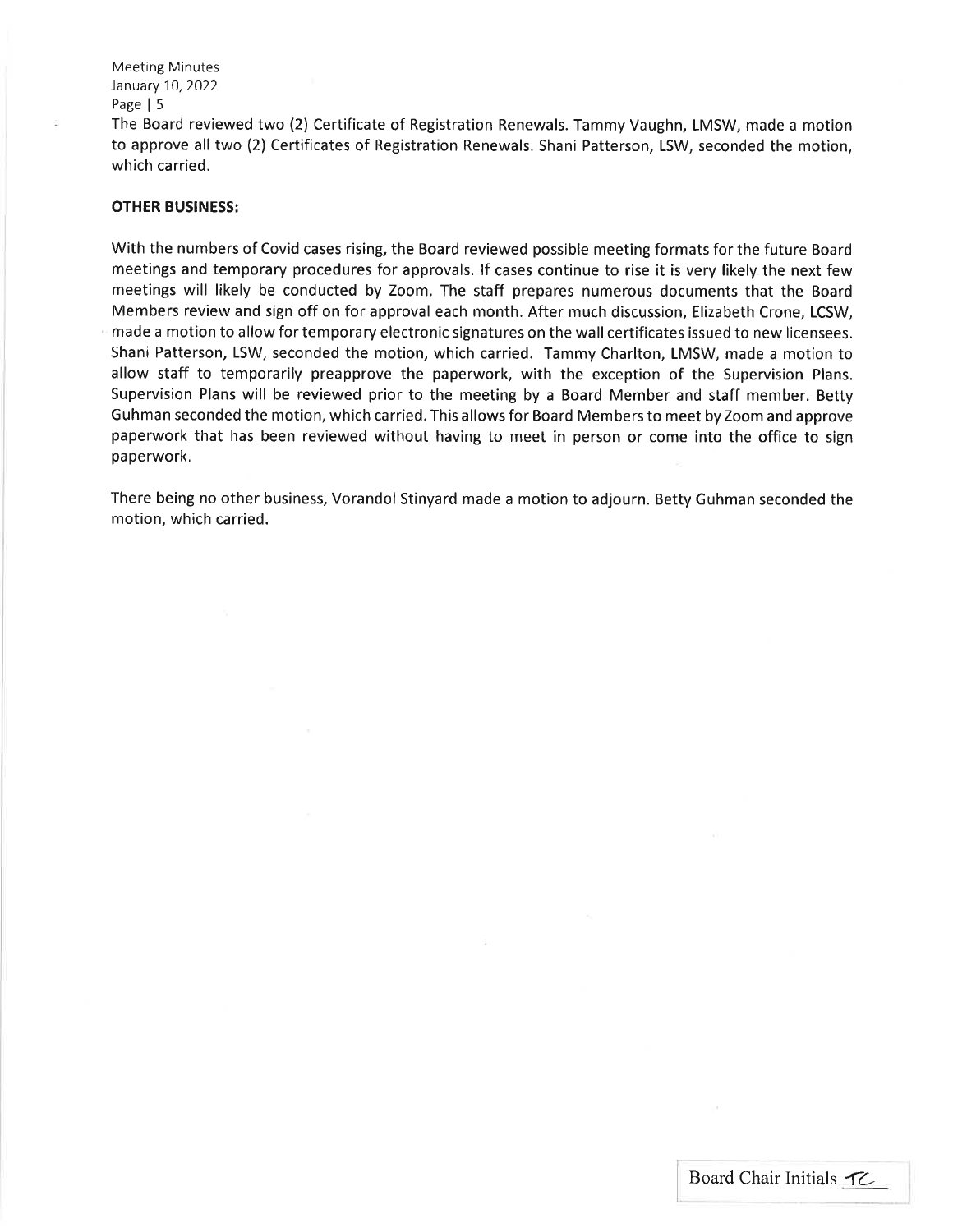The Board reviewed two (2) Certificate of Registration Renewals. Tammy Vaughn, LMSW, made a motion to approve all two (2) Certificates of Registration Renewals. Shani Patterson, LSW, seconded the motion, which carried.

**OTHER BUSINESS:**

With the numbers of Covid cases rising, the Board reviewed possible meeting formats for the future Board meetings and temporary procedures for approvals. If cases continue to rise it is very likely the next few meetings will likely be conducted by Zoom. The staff prepares numerous documents that the Board Members review and sign off on for approval each month. After much discussion, Elizabeth Crone, LCSW, made a motion to allow for temporary electronic signatures on the wall certificates issued to new licensees. Shani Patterson, LSW, seconded the motion, which carried. Tammy Charlton, LMSW, made a motion to allow staff to temporarily preapprove the paperwork, with the exception of the Supervision Plans. Supervision Plans will be reviewed prior to the meeting by a Board Member and staff member. Betty Guhman seconded the motion, which carried. This allows for Board Members to meet by Zoom and approve paperwork that has been reviewed without having to meet in person or come into the office to sign paperwork.

There being no other business, Vorandol Stinyard made a motion to adjourn. Betty Guhman seconded the motion, which carried.

Board Chair Initials TC